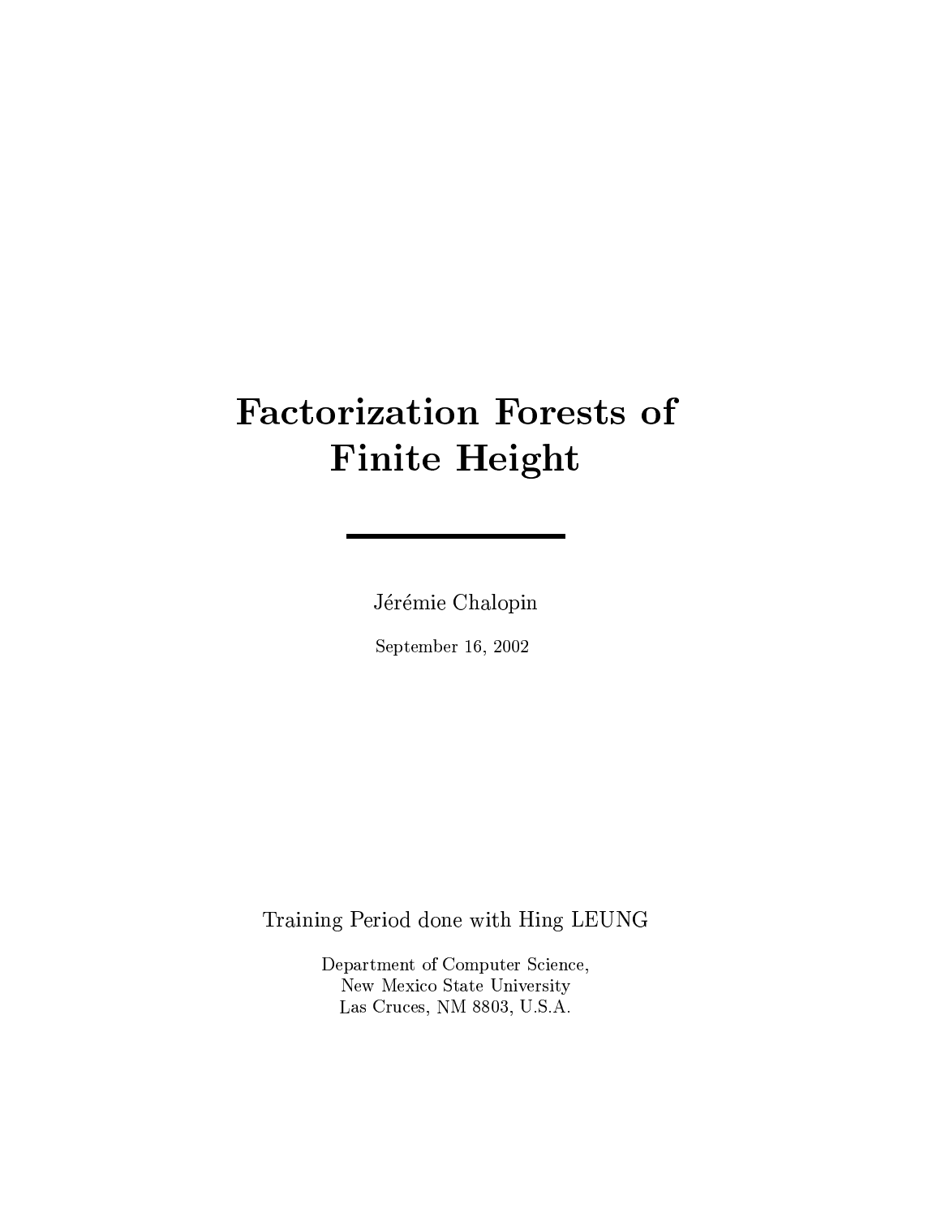# Factorization Forests of Finite Height

Jérémie Chalopin

September 16, 2002

Training Period done with Hing LEUNG

Department of Computer Science,
New Mexico State University
Las Cruces, NM 8803, U.S.A.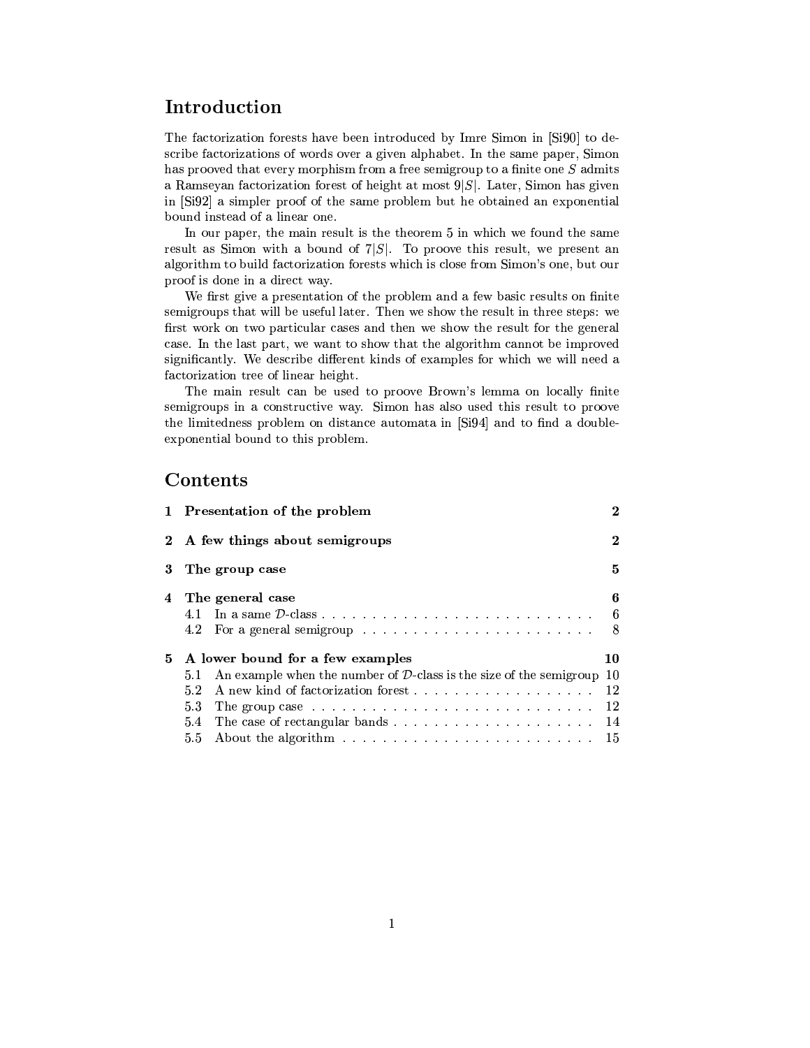# Introduction

The factorization forests have been introduced by Imre Simon in [Si90] to describe factorizations of words over a given alphabet. In the same paper, Simon has prooved that every morphism from a free semigroup to a finite one $S$ admits a Ramseyan factorization forest of height at most $9|S|$. Later, Simon has given in [Si92] a simpler proof of the same problem but he obtained an exponential bound instead of a linear one.

In our paper, the main result is the theorem 5 in which we found the same result as Simon with a bound of $7|S|$. To proove this result, we present an algorithm to build factorization forests which is close from Simon's one, but our proof is done in a direct way.

We first give a presentation of the problem and a few basic results on finite semigroups that will be useful later. Then we show the result in three steps: we first work on two particular cases and then we show the result for the general case. In the last part, we want to show that the algorithm cannot be improved significantly. We describe different kinds of examples for which we will need a factorization tree of linear height.

The main result can be used to proove Brown's lemma on locally finite semigroups in a constructive way. Simon has also used this result to proove the limitedness problem on distance automata in [Si94] and to find a double-exponential bound to this problem.

# Contents

| | | |
|---|---|---|
| **1** | **Presentation of the problem** | **2** |
| **2** | **A few things about semigroups** | **2** |
| **3** | **The group case** | **5** |
| **4** | **The general case** | **6** |
| 4.1 | In a same $\mathcal{D}$-class | 6 |
| 4.2 | For a general semigroup | 8 |
| **5** | **A lower bound for a few examples** | **10** |
| 5.1 | An example when the number of $\mathcal{D}$-class is the size of the semigroup | 10 |
| 5.2 | A new kind of factorization forest | 12 |
| 5.3 | The group case | 12 |
| 5.4 | The case of rectangular bands | 14 |
| 5.5 | About the algorithm | 15 |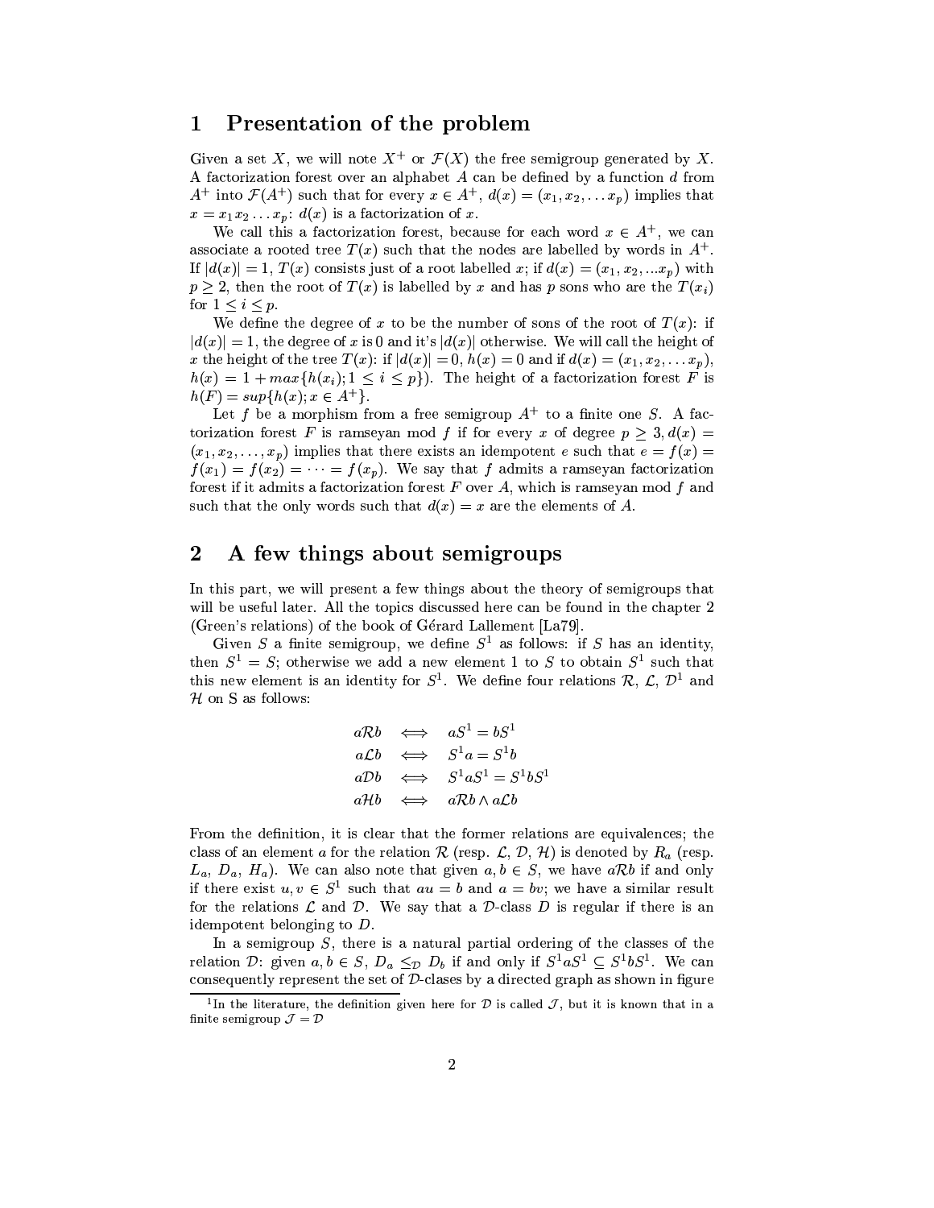# 1 Presentation of the problem

Given a set $X$, we will note $X^+$ or $\mathcal{F}(X)$ the free semigroup generated by $X$. A factorization forest over an alphabet $A$ can be defined by a function $d$ from $A^+$ into $\mathcal{F}(A^+)$ such that for every $x \in A^+$, $d(x) = (x_1, x_2, \ldots x_p)$ implies that $x = x_1 x_2 \ldots x_p$: $d(x)$ is a factorization of $x$.

We call this a factorization forest, because for each word $x \in A^+$, we can associate a rooted tree $T(x)$ such that the nodes are labelled by words in $A^+$. If $|d(x)| = 1$, $T(x)$ consists just of a root labelled $x$; if $d(x) = (x_1, x_2, \ldots x_p)$ with $p \geq 2$, then the root of $T(x)$ is labelled by $x$ and has $p$ sons who are the $T(x_i)$ for $1 \leq i \leq p$.

We define the degree of $x$ to be the number of sons of the root of $T(x)$: if $|d(x)| = 1$, the degree of $x$ is 0 and it's $|d(x)|$ otherwise. We will call the height of $x$ the height of the tree $T(x)$: if $|d(x)| = 0$, $h(x) = 0$ and if $d(x) = (x_1, x_2, \ldots x_p)$, $h(x) = 1 + max\{h(x_i); 1 \leq i \leq p\}$). The height of a factorization forest $F$ is $h(F) = sup\{h(x); x \in A^+\}$.

Let $f$ be a morphism from a free semigroup $A^+$ to a finite one $S$. A factorization forest $F$ is ramseyan mod $f$ if for every $x$ of degree $p \geq 3, d(x) = (x_1, x_2, \ldots, x_p)$ implies that there exists an idempotent $e$ such that $e = f(x) = f(x_1) = f(x_2) = \cdots = f(x_p)$. We say that $f$ admits a ramseyan factorization forest if it admits a factorization forest $F$ over $A$, which is ramseyan mod $f$ and such that the only words such that $d(x) = x$ are the elements of $A$.

# 2 A few things about semigroups

In this part, we will present a few things about the theory of semigroups that will be useful later. All the topics discussed here can be found in the chapter 2 (Green's relations) of the book of Gérard Lallement [La79].

Given $S$ a finite semigroup, we define $S^1$ as follows: if $S$ has an identity, then $S^1 = S$; otherwise we add a new element 1 to $S$ to obtain $S^1$ such that this new element is an identity for $S^1$. We define four relations $\mathcal{R}$, $\mathcal{L}$, $\mathcal{D}$[1] and $\mathcal{H}$ on S as follows:

$$
\begin{aligned}
a\mathcal{R}b &\iff aS^1 = bS^1 \\
a\mathcal{L}b &\iff S^1a = S^1b \\
a\mathcal{D}b &\iff S^1aS^1 = S^1bS^1 \\
a\mathcal{H}b &\iff a\mathcal{R}b \wedge a\mathcal{L}b
\end{aligned}
$$

From the definition, it is clear that the former relations are equivalences; the class of an element $a$ for the relation $\mathcal{R}$ (resp. $\mathcal{L}$, $\mathcal{D}$, $\mathcal{H}$) is denoted by $R_a$ (resp. $L_a$, $D_a$, $H_a$). We can also note that given $a, b \in S$, we have $a\mathcal{R}b$ if and only if there exist $u, v \in S^1$ such that $au = b$ and $a = bv$; we have a similar result for the relations $\mathcal{L}$ and $\mathcal{D}$. We say that a $\mathcal{D}$-class $D$ is regular if there is an idempotent belonging to $D$.

In a semigroup $S$, there is a natural partial ordering of the classes of the relation $\mathcal{D}$: given $a, b \in S$, $D_a \leq_{\mathcal{D}} D_b$ if and only if $S^1aS^1 \subseteq S^1bS^1$. We can consequently represent the set of $\mathcal{D}$-clases by a directed graph as shown in figure

[1] In the literature, the definition given here for $\mathcal{D}$ is called $\mathcal{J}$, but it is known that in a finite semigroup $\mathcal{J} = \mathcal{D}$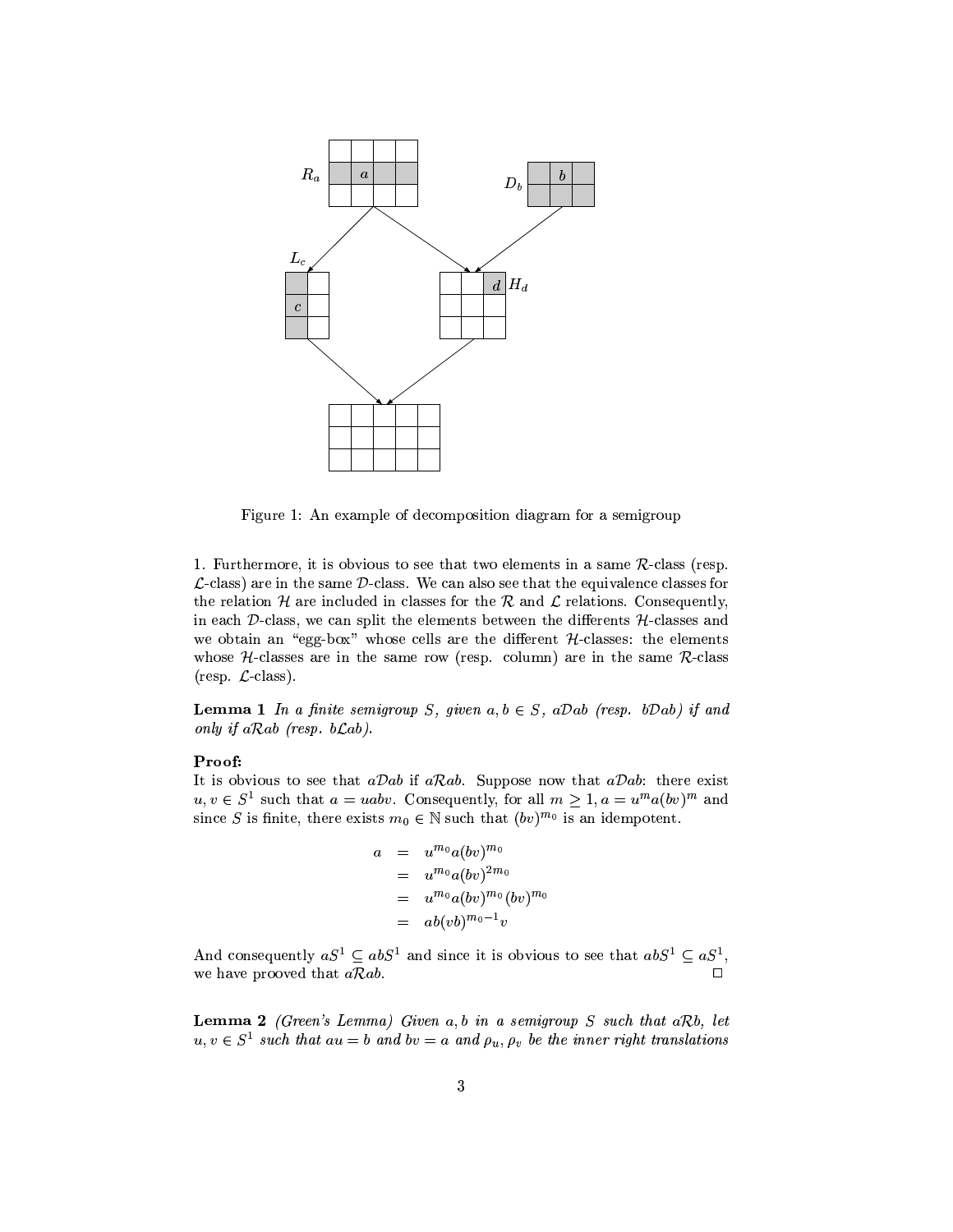Figure 1: An example of decomposition diagram for a semigroup

1. Furthermore, it is obvious to see that two elements in a same $\mathcal{R}$-class (resp. $\mathcal{L}$-class) are in the same $\mathcal{D}$-class. We can also see that the equivalence classes for the relation $\mathcal{H}$ are included in classes for the $\mathcal{R}$ and $\mathcal{L}$ relations. Consequently, in each $\mathcal{D}$-class, we can split the elements between the differents $\mathcal{H}$-classes and we obtain an "egg-box" whose cells are the different $\mathcal{H}$-classes: the elements whose $\mathcal{H}$-classes are in the same row (resp. column) are in the same $\mathcal{R}$-class (resp. $\mathcal{L}$-class).

**Lemma 1** *In a finite semigroup $S$, given $a, b \in S$, $a\mathcal{D}ab$ (resp. $b\mathcal{D}ab$) if and only if $a\mathcal{R}ab$ (resp. $b\mathcal{L}ab$).*

**Proof:**
It is obvious to see that $a\mathcal{D}ab$ if $a\mathcal{R}ab$. Suppose now that $a\mathcal{D}ab$: there exist $u, v \in S^1$ such that $a = uabv$. Consequently, for all $m \geq 1, a = u^m a(bv)^m$ and since $S$ is finite, there exists $m_0 \in \mathbb{N}$ such that $(bv)^{m_0}$ is an idempotent.

$$\begin{aligned} a &= u^{m_0} a(bv)^{m_0} \\ &= u^{m_0} a(bv)^{2m_0} \\ &= u^{m_0} a(bv)^{m_0}(bv)^{m_0} \\ &= ab(vb)^{m_0-1}v \end{aligned}$$

And consequently $aS^1 \subseteq abS^1$ and since it is obvious to see that $abS^1 \subseteq aS^1$, we have prooved that $a\mathcal{R}ab$. □

**Lemma 2** *(Green's Lemma) Given $a, b$ in a semigroup $S$ such that $a\mathcal{R}b$, let $u, v \in S^1$ such that $au = b$ and $bv = a$ and $\rho_u, \rho_v$ be the inner right translations*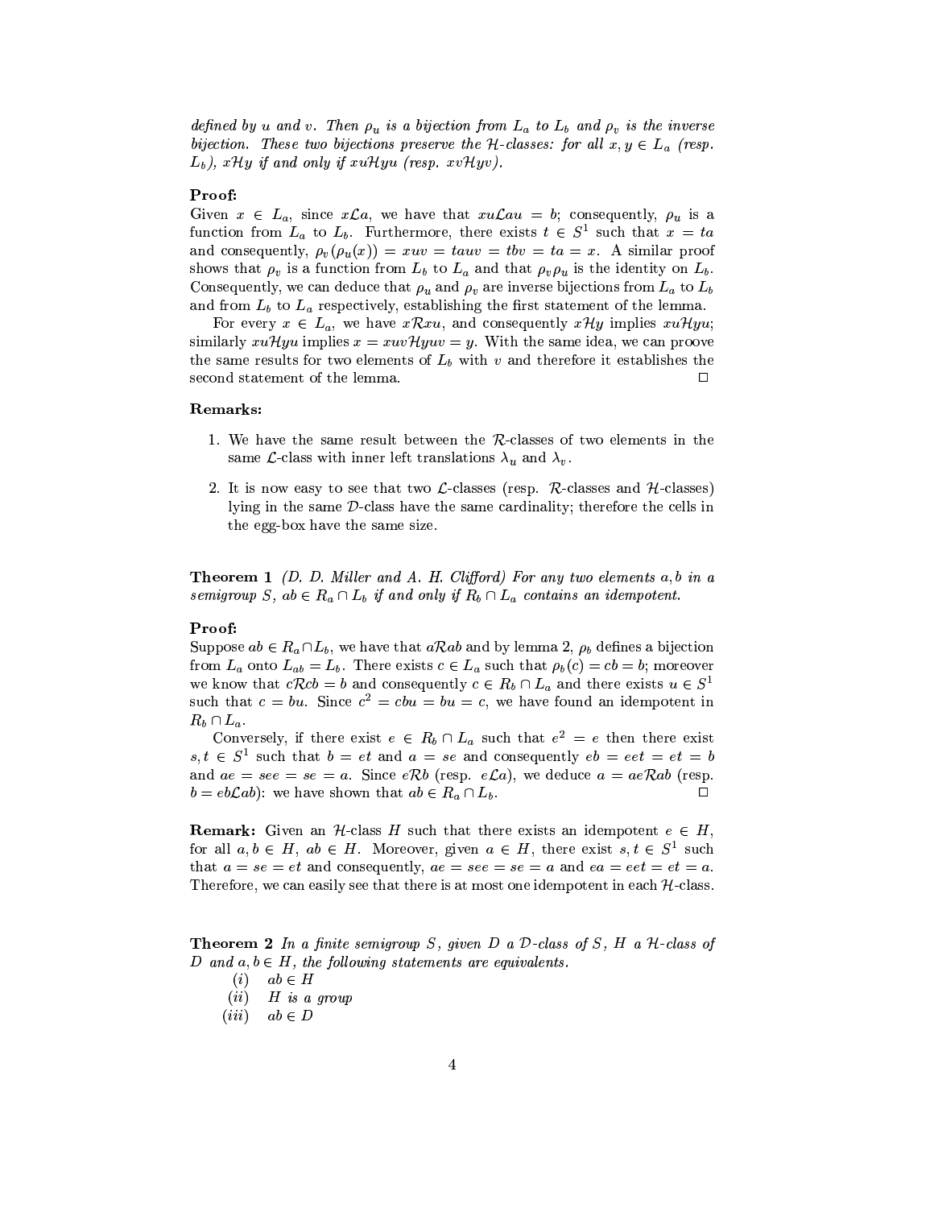*defined by $u$ and $v$. Then $\rho_u$ is a bijection from $L_a$ to $L_b$ and $\rho_v$ is the inverse bijection. These two bijections preserve the $\mathcal{H}$-classes: for all $x, y \in L_a$ (resp. $L_b$), $x\mathcal{H}y$ if and only if $xu\mathcal{H}yu$ (resp. $xv\mathcal{H}yv$).*

**Proof:**
Given $x \in L_a$, since $x\mathcal{L}a$, we have that $xu\mathcal{L}au = b$; consequently, $\rho_u$ is a function from $L_a$ to $L_b$. Furthermore, there exists $t \in S^1$ such that $x = ta$ and consequently, $\rho_v(\rho_u(x)) = xuv = tauv = tbv = ta = x$. A similar proof shows that $\rho_v$ is a function from $L_b$ to $L_a$ and that $\rho_v\rho_u$ is the identity on $L_b$. Consequently, we can deduce that $\rho_u$ and $\rho_v$ are inverse bijections from $L_a$ to $L_b$ and from $L_b$ to $L_a$ respectively, establishing the first statement of the lemma.

For every $x \in L_a$, we have $x\mathcal{R}xu$, and consequently $x\mathcal{H}y$ implies $xu\mathcal{H}yu$; similarly $xu\mathcal{H}yu$ implies $x = xuv\mathcal{H}yuv = y$. With the same idea, we can proove the same results for two elements of $L_b$ with $v$ and therefore it establishes the second statement of the lemma. □

**Remarks:**

1. We have the same result between the $\mathcal{R}$-classes of two elements in the same $\mathcal{L}$-class with inner left translations $\lambda_u$ and $\lambda_v$.

2. It is now easy to see that two $\mathcal{L}$-classes (resp. $\mathcal{R}$-classes and $\mathcal{H}$-classes) lying in the same $\mathcal{D}$-class have the same cardinality; therefore the cells in the egg-box have the same size.

**Theorem 1** *(D. D. Miller and A. H. Clifford) For any two elements $a, b$ in a semigroup $S$, $ab \in R_a \cap L_b$ if and only if $R_b \cap L_a$ contains an idempotent.*

**Proof:**
Suppose $ab \in R_a \cap L_b$, we have that $a\mathcal{R}ab$ and by lemma 2, $\rho_b$ defines a bijection from $L_a$ onto $L_{ab} = L_b$. There exists $c \in L_a$ such that $\rho_b(c) = cb = b$; moreover we know that $c\mathcal{R}cb = b$ and consequently $c \in R_b \cap L_a$ and there exists $u \in S^1$ such that $c = bu$. Since $c^2 = cbu = bu = c$, we have found an idempotent in $R_b \cap L_a$.

Conversely, if there exist $e \in R_b \cap L_a$ such that $e^2 = e$ then there exist $s, t \in S^1$ such that $b = et$ and $a = se$ and consequently $eb = eet = et = b$ and $ae = see = se = a$. Since $e\mathcal{R}b$ (resp. $e\mathcal{L}a$), we deduce $a = ae\mathcal{R}ab$ (resp. $b = eb\mathcal{L}ab$): we have shown that $ab \in R_a \cap L_b$. □

**Remark:** Given an $\mathcal{H}$-class $H$ such that there exists an idempotent $e \in H$, for all $a, b \in H$, $ab \in H$. Moreover, given $a \in H$, there exist $s, t \in S^1$ such that $a = se = et$ and consequently, $ae = see = se = a$ and $ea = eet = et = a$. Therefore, we can easily see that there is at most one idempotent in each $\mathcal{H}$-class.

**Theorem 2** *In a finite semigroup $S$, given $D$ a $\mathcal{D}$-class of $S$, $H$ a $\mathcal{H}$-class of $D$ and $a, b \in H$, the following statements are equivalents.*

- $(i)$ $ab \in H$
- $(ii)$ $H$ *is a group*
- $(iii)$ $ab \in D$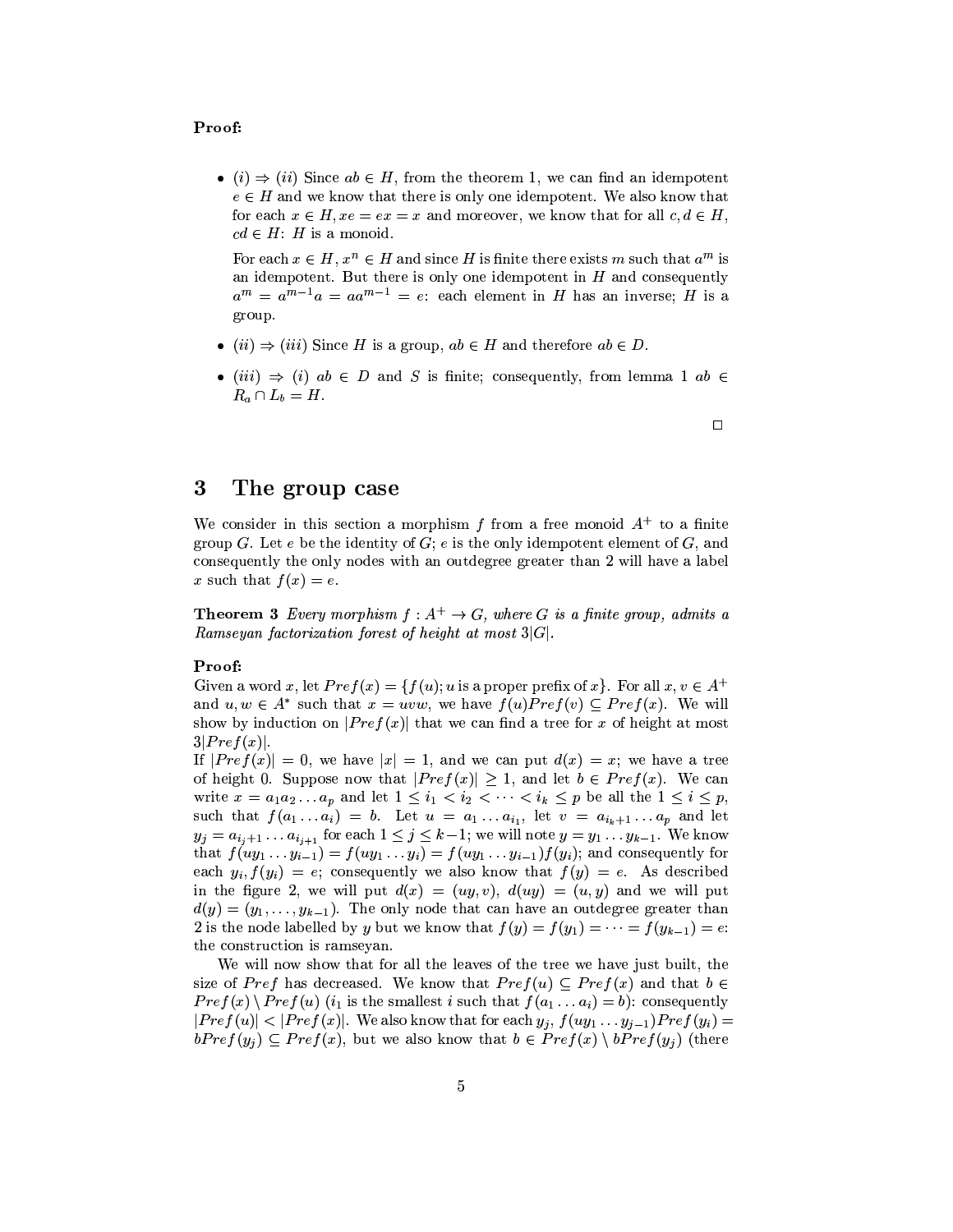**Proof:**

- $(i) \Rightarrow (ii)$ Since $ab \in H$, from the theorem 1, we can find an idempotent $e \in H$ and we know that there is only one idempotent. We also know that for each $x \in H, xe = ex = x$ and moreover, we know that for all $c, d \in H$, $cd \in H$: $H$ is a monoid.

  For each $x \in H$, $x^n \in H$ and since $H$ is finite there exists $m$ such that $a^m$ is an idempotent. But there is only one idempotent in $H$ and consequently $a^m = a^{m-1}a = aa^{m-1} = e$: each element in $H$ has an inverse; $H$ is a group.

- $(ii) \Rightarrow (iii)$ Since $H$ is a group, $ab \in H$ and therefore $ab \in D$.

- $(iii) \Rightarrow (i)$ $ab \in D$ and $S$ is finite; consequently, from lemma 1 $ab \in R_a \cap L_b = H$.

□

# 3 The group case

We consider in this section a morphism $f$ from a free monoid $A^+$ to a finite group $G$. Let $e$ be the identity of $G$; $e$ is the only idempotent element of $G$, and consequently the only nodes with an outdegree greater than 2 will have a label $x$ such that $f(x) = e$.

**Theorem 3** *Every morphism $f : A^+ \to G$, where $G$ is a finite group, admits a Ramseyan factorization forest of height at most $3|G|$.*

**Proof:**
Given a word $x$, let $Pref(x) = \{f(u); u \text{ is a proper prefix of } x\}$. For all $x, v \in A^+$ and $u, w \in A^*$ such that $x = uvw$, we have $f(u)Pref(v) \subseteq Pref(x)$. We will show by induction on $|Pref(x)|$ that we can find a tree for $x$ of height at most $3|Pref(x)|$.

If $|Pref(x)| = 0$, we have $|x| = 1$, and we can put $d(x) = x$; we have a tree of height 0. Suppose now that $|Pref(x)| \geq 1$, and let $b \in Pref(x)$. We can write $x = a_1 a_2 \ldots a_p$ and let $1 \leq i_1 < i_2 < \cdots < i_k \leq p$ be all the $1 \leq i \leq p$, such that $f(a_1 \ldots a_i) = b$. Let $u = a_1 \ldots a_{i_1}$, let $v = a_{i_k+1} \ldots a_p$ and let $y_j = a_{i_j+1} \ldots a_{i_{j+1}}$ for each $1 \leq j \leq k-1$; we will note $y = y_1 \ldots y_{k-1}$. We know that $f(uy_1 \ldots y_{i-1}) = f(uy_1 \ldots y_i) = f(uy_1 \ldots y_{i-1})f(y_i)$; and consequently for each $y_i, f(y_i) = e$; consequently we also know that $f(y) = e$. As described in the figure 2, we will put $d(x) = (uy, v)$, $d(uy) = (u, y)$ and we will put $d(y) = (y_1, \ldots, y_{k-1})$. The only node that can have an outdegree greater than 2 is the node labelled by $y$ but we know that $f(y) = f(y_1) = \cdots = f(y_{k-1}) = e$: the construction is ramseyan.

We will now show that for all the leaves of the tree we have just built, the size of $Pref$ has decreased. We know that $Pref(u) \subseteq Pref(x)$ and that $b \in Pref(x) \setminus Pref(u)$ ($i_1$ is the smallest $i$ such that $f(a_1 \ldots a_i) = b$): consequently $|Pref(u)| < |Pref(x)|$. We also know that for each $y_j$, $f(uy_1 \ldots y_{j-1})Pref(y_i) = bPref(y_j) \subseteq Pref(x)$, but we also know that $b \in Pref(x) \setminus bPref(y_j)$ (there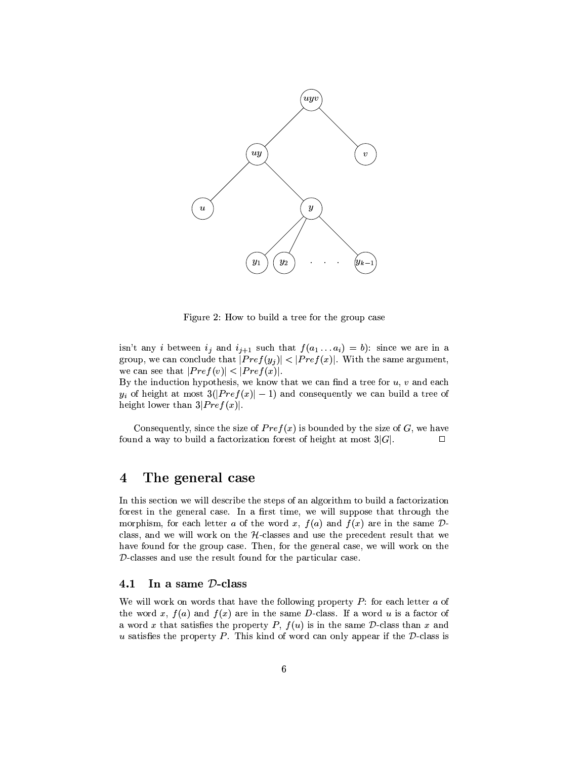Figure 2: How to build a tree for the group case

isn't any $i$ between $i_j$ and $i_{j+1}$ such that $f(a_1 \dots a_i) = b$): since we are in a group, we can conclude that $|Pref(y_j)| < |Pref(x)|$. With the same argument, we can see that $|Pref(v)| < |Pref(x)|$.
By the induction hypothesis, we know that we can find a tree for $u$, $v$ and each $y_i$ of height at most $3(|Pref(x)| - 1)$ and consequently we can build a tree of height lower than $3|Pref(x)|$.

Consequently, since the size of $Pref(x)$ is bounded by the size of $G$, we have found a way to build a factorization forest of height at most $3|G|$. □

# 4 The general case

In this section we will describe the steps of an algorithm to build a factorization forest in the general case. In a first time, we will suppose that through the morphism, for each letter $a$ of the word $x$, $f(a)$ and $f(x)$ are in the same $\mathcal{D}$-class, and we will work on the $\mathcal{H}$-classes and use the precedent result that we have found for the group case. Then, for the general case, we will work on the $\mathcal{D}$-classes and use the result found for the particular case.

## 4.1 In a same $\mathcal{D}$-class

We will work on words that have the following property $P$: for each letter $a$ of the word $x$, $f(a)$ and $f(x)$ are in the same $D$-class. If a word $u$ is a factor of a word $x$ that satisfies the property $P$, $f(u)$ is in the same $\mathcal{D}$-class than $x$ and $u$ satisfies the property $P$. This kind of word can only appear if the $\mathcal{D}$-class is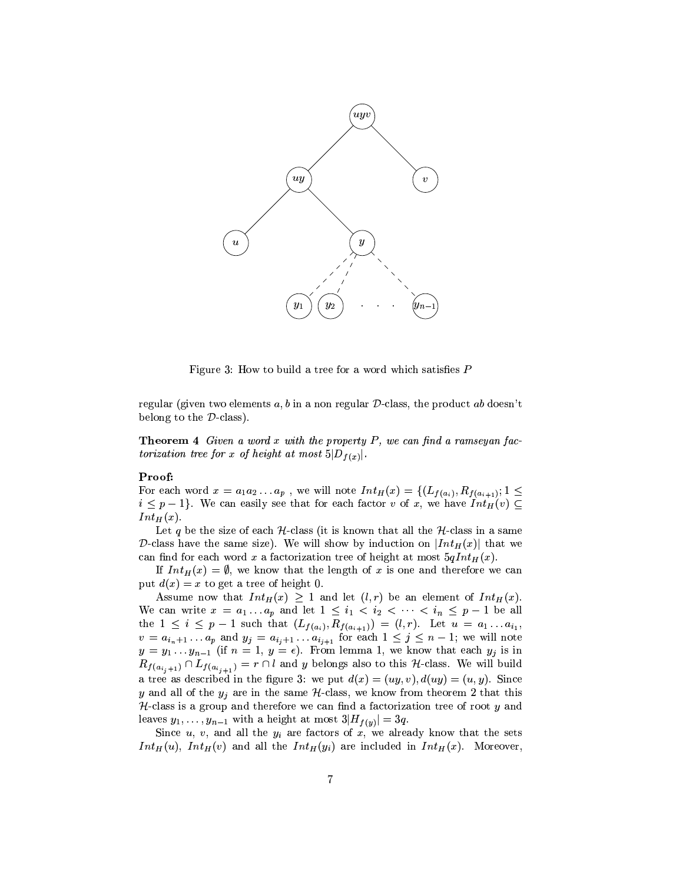Figure 3: How to build a tree for a word which satisfies $P$

regular (given two elements $a, b$ in a non regular $\mathcal{D}$-class, the product $ab$ doesn't belong to the $\mathcal{D}$-class).

**Theorem 4** *Given a word $x$ with the property $P$, we can find a ramseyan factorization tree for $x$ of height at most $5|D_{f(x)}|$.*

**Proof:**
For each word $x = a_1 a_2 \ldots a_p$ , we will note $Int_H(x) = \{(L_{f(a_i)}, R_{f(a_{i+1})}; 1 \leq i \leq p-1\}$. We can easily see that for each factor $v$ of $x$, we have $Int_H(v) \subseteq Int_H(x)$.

Let $q$ be the size of each $\mathcal{H}$-class (it is known that all the $\mathcal{H}$-class in a same $\mathcal{D}$-class have the same size). We will show by induction on $|Int_H(x)|$ that we can find for each word $x$ a factorization tree of height at most $5qInt_H(x)$.

If $Int_H(x) = \emptyset$, we know that the length of $x$ is one and therefore we can put $d(x) = x$ to get a tree of height 0.

Assume now that $Int_H(x) \geq 1$ and let $(l, r)$ be an element of $Int_H(x)$. We can write $x = a_1 \ldots a_p$ and let $1 \leq i_1 < i_2 < \cdots < i_n \leq p-1$ be all the $1 \leq i \leq p-1$ such that $(L_{f(a_i)}, R_{f(a_{i+1})}) = (l, r)$. Let $u = a_1 \ldots a_{i_1}$, $v = a_{i_n+1} \ldots a_p$ and $y_j = a_{i_j+1} \ldots a_{i_{j+1}}$ for each $1 \leq j \leq n-1$; we will note $y = y_1 \ldots y_{n-1}$ (if $n = 1$, $y = \epsilon$). From lemma 1, we know that each $y_j$ is in $R_{f(a_{i_j+1})} \cap L_{f(a_{i_{j+1}})} = r \cap l$ and $y$ belongs also to this $\mathcal{H}$-class. We will build a tree as described in the figure 3: we put $d(x) = (uy, v), d(uy) = (u, y)$. Since $y$ and all of the $y_j$ are in the same $\mathcal{H}$-class, we know from theorem 2 that this $\mathcal{H}$-class is a group and therefore we can find a factorization tree of root $y$ and leaves $y_1, \ldots, y_{n-1}$ with a height at most $3|H_{f(y)}| = 3q$.

Since $u$, $v$, and all the $y_i$ are factors of $x$, we already know that the sets $Int_H(u)$, $Int_H(v)$ and all the $Int_H(y_i)$ are included in $Int_H(x)$. Moreover,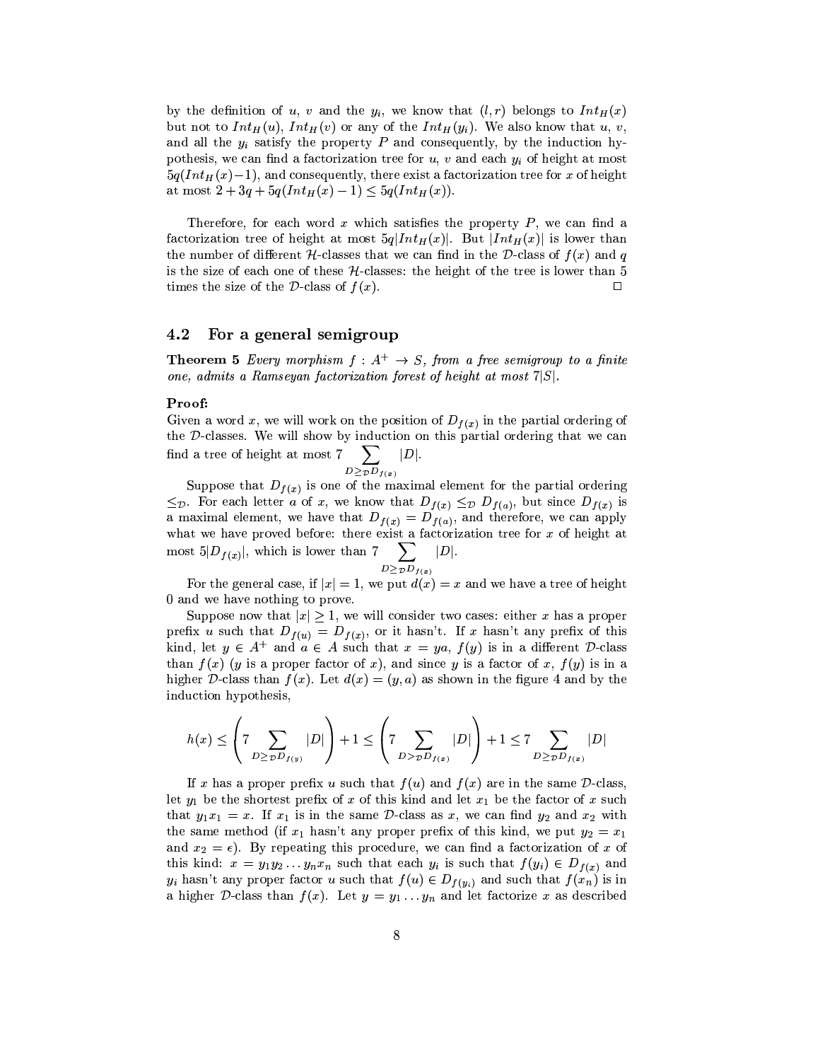by the definition of $u$, $v$ and the $y_i$, we know that $(l, r)$ belongs to $Int_H(x)$ but not to $Int_H(u)$, $Int_H(v)$ or any of the $Int_H(y_i)$. We also know that $u$, $v$, and all the $y_i$ satisfy the property $P$ and consequently, by the induction hypothesis, we can find a factorization tree for $u$, $v$ and each $y_i$ of height at most $5q(Int_H(x)-1)$, and consequently, there exist a factorization tree for $x$ of height at most $2+3q+5q(Int_H(x)-1) \leq 5q(Int_H(x))$.

Therefore, for each word $x$ which satisfies the property $P$, we can find a factorization tree of height at most $5q|Int_H(x)|$. But $|Int_H(x)|$ is lower than the number of different $\mathcal{H}$-classes that we can find in the $\mathcal{D}$-class of $f(x)$ and $q$ is the size of each one of these $\mathcal{H}$-classes: the height of the tree is lower than 5 times the size of the $\mathcal{D}$-class of $f(x)$. □

## 4.2 For a general semigroup

**Theorem 5** *Every morphism $f : A^+ \to S$, from a free semigroup to a finite one, admits a Ramseyan factorization forest of height at most $7|S|$.*

**Proof:**
Given a word $x$, we will work on the position of $D_{f(x)}$ in the partial ordering of the $\mathcal{D}$-classes. We will show by induction on this partial ordering that we can find a tree of height at most $7 \sum_{D \geq_{\mathcal{D}} D_{f(x)}} |D|$.

Suppose that $D_{f(x)}$ is one of the maximal element for the partial ordering $\leq_{\mathcal{D}}$. For each letter $a$ of $x$, we know that $D_{f(x)} \leq_{\mathcal{D}} D_{f(a)}$, but since $D_{f(x)}$ is a maximal element, we have that $D_{f(x)} = D_{f(a)}$, and therefore, we can apply what we have proved before: there exist a factorization tree for $x$ of height at most $5|D_{f(x)}|$, which is lower than $7 \sum_{D \geq_{\mathcal{D}} D_{f(x)}} |D|$.

For the general case, if $|x| = 1$, we put $d(x) = x$ and we have a tree of height 0 and we have nothing to prove.

Suppose now that $|x| \geq 1$, we will consider two cases: either $x$ has a proper prefix $u$ such that $D_{f(u)} = D_{f(x)}$, or it hasn't. If $x$ hasn't any prefix of this kind, let $y \in A^+$ and $a \in A$ such that $x = ya$, $f(y)$ is in a different $\mathcal{D}$-class than $f(x)$ ($y$ is a proper factor of $x$), and since $y$ is a factor of $x$, $f(y)$ is in a higher $\mathcal{D}$-class than $f(x)$. Let $d(x) = (y, a)$ as shown in the figure 4 and by the induction hypothesis,

$$h(x) \leq \left(7 \sum_{D \geq_{\mathcal{D}} D_{f(y)}} |D|\right) + 1 \leq \left(7 \sum_{D >_{\mathcal{D}} D_{f(x)}} |D|\right) + 1 \leq 7 \sum_{D \geq_{\mathcal{D}} D_{f(x)}} |D|$$

If $x$ has a proper prefix $u$ such that $f(u)$ and $f(x)$ are in the same $\mathcal{D}$-class, let $y_1$ be the shortest prefix of $x$ of this kind and let $x_1$ be the factor of $x$ such that $y_1 x_1 = x$. If $x_1$ is in the same $\mathcal{D}$-class as $x$, we can find $y_2$ and $x_2$ with the same method (if $x_1$ hasn't any proper prefix of this kind, we put $y_2 = x_1$ and $x_2 = \epsilon$). By repeating this procedure, we can find a factorization of $x$ of this kind: $x = y_1 y_2 \dots y_n x_n$ such that each $y_i$ is such that $f(y_i) \in D_{f(x)}$ and $y_i$ hasn't any proper factor $u$ such that $f(u) \in D_{f(y_i)}$ and such that $f(x_n)$ is in a higher $\mathcal{D}$-class than $f(x)$. Let $y = y_1 \dots y_n$ and let factorize $x$ as described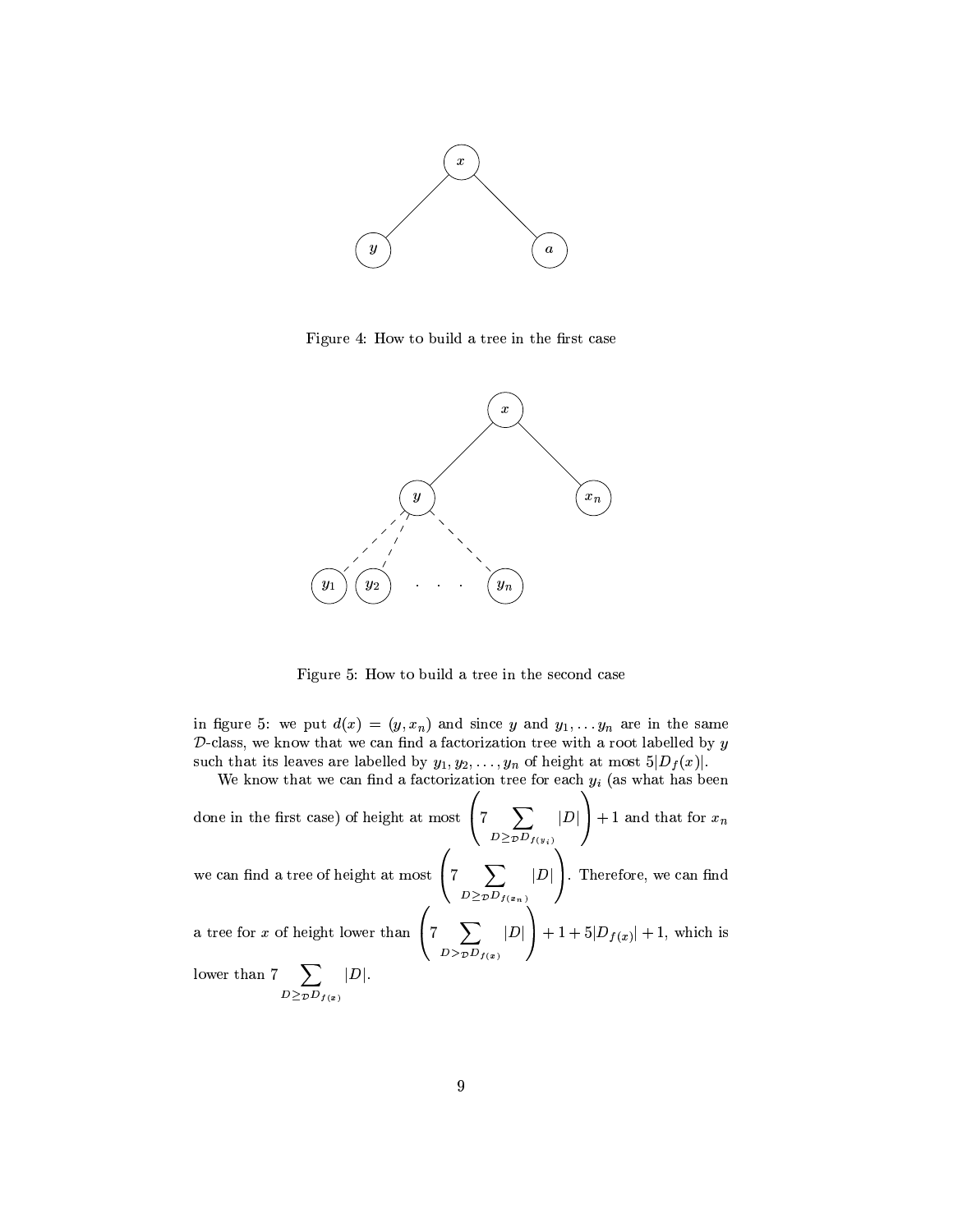Figure 4: How to build a tree in the first case

Figure 5: How to build a tree in the second case

in figure 5: we put $d(x) = (y, x_n)$ and since $y$ and $y_1, \ldots y_n$ are in the same $\mathcal{D}$-class, we know that we can find a factorization tree with a root labelled by $y$ such that its leaves are labelled by $y_1, y_2, \ldots, y_n$ of height at most $5|D_f(x)|$.

We know that we can find a factorization tree for each $y_i$ (as what has been done in the first case) of height at most $\left(7 \sum_{D \geq_{\mathcal{D}} D_{f(y_i)}} |D|\right) + 1$ and that for $x_n$ we can find a tree of height at most $\left(7 \sum_{D \geq_{\mathcal{D}} D_{f(x_n)}} |D|\right)$. Therefore, we can find a tree for $x$ of height lower than $\left(7 \sum_{D >_{\mathcal{D}} D_{f(x)}} |D|\right) + 1 + 5|D_{f(x)}| + 1$, which is lower than $7 \sum_{D \geq_{\mathcal{D}} D_{f(x)}} |D|$.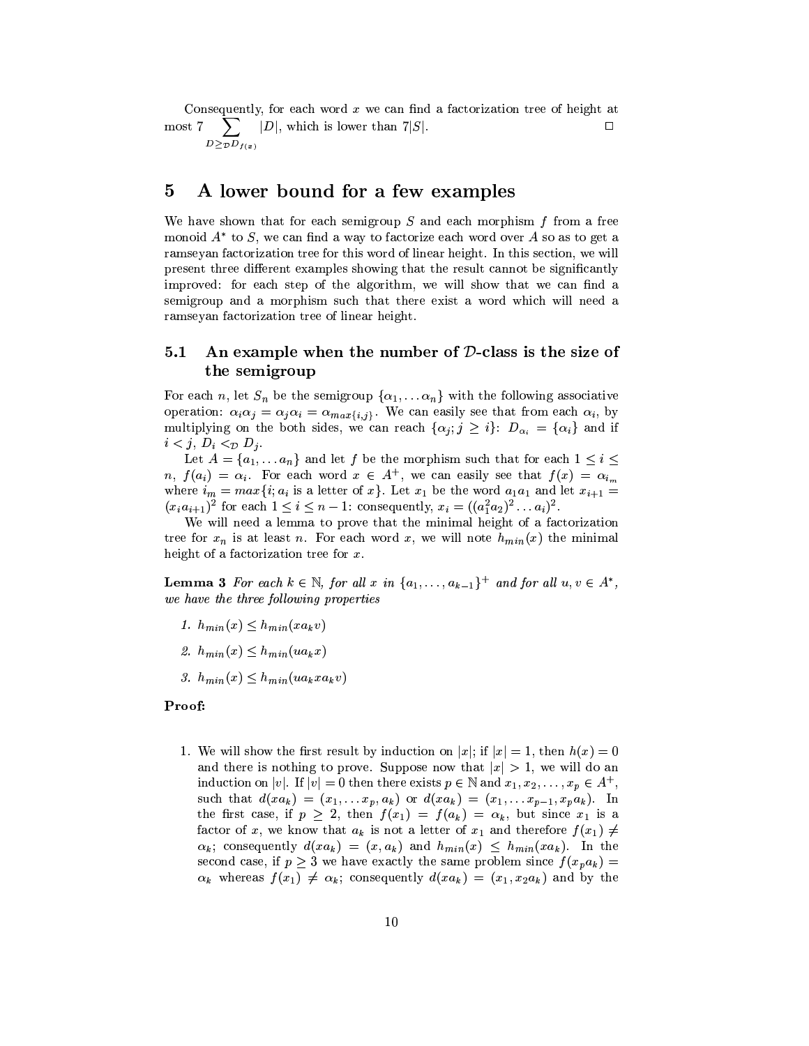Consequently, for each word $x$ we can find a factorization tree of height at most $7 \sum_{D \geq_{\mathcal{D}} D_{f(x)}} |D|$, which is lower than $7|S|$. $\square$

## 5 A lower bound for a few examples

We have shown that for each semigroup $S$ and each morphism $f$ from a free monoid $A^*$ to $S$, we can find a way to factorize each word over $A$ so as to get a ramseyan factorization tree for this word of linear height. In this section, we will present three different examples showing that the result cannot be significantly improved: for each step of the algorithm, we will show that we can find a semigroup and a morphism such that there exist a word which will need a ramseyan factorization tree of linear height.

### 5.1 An example when the number of $\mathcal{D}$-class is the size of the semigroup

For each $n$, let $S_n$ be the semigroup $\{\alpha_1, \dots \alpha_n\}$ with the following associative operation: $\alpha_i\alpha_j = \alpha_j\alpha_i = \alpha_{max\{i,j\}}$. We can easily see that from each $\alpha_i$, by multiplying on the both sides, we can reach $\{\alpha_j; j \geq i\}$: $D_{\alpha_i} = \{\alpha_i\}$ and if $i < j$, $D_i <_{\mathcal{D}} D_j$.

Let $A = \{a_1, \dots a_n\}$ and let $f$ be the morphism such that for each $1 \leq i \leq n$, $f(a_i) = \alpha_i$. For each word $x \in A^+$, we can easily see that $f(x) = \alpha_{i_m}$ where $i_m = max\{i; a_i$ is a letter of $x\}$. Let $x_1$ be the word $a_1a_1$ and let $x_{i+1} = (x_ia_{i+1})^2$ for each $1 \leq i \leq n-1$: consequently, $x_i = ((a_1^2a_2)^2 \dots a_i)^2$.

We will need a lemma to prove that the minimal height of a factorization tree for $x_n$ is at least $n$. For each word $x$, we will note $h_{min}(x)$ the minimal height of a factorization tree for $x$.

**Lemma 3** *For each $k \in \mathbb{N}$, for all $x$ in $\{a_1, \dots, a_{k-1}\}^+$ and for all $u, v \in A^*$, we have the three following properties*

1. $h_{min}(x) \leq h_{min}(xa_kv)$
2. $h_{min}(x) \leq h_{min}(ua_kx)$
3. $h_{min}(x) \leq h_{min}(ua_kxa_kv)$

**Proof:**

1. We will show the first result by induction on $|x|$; if $|x| = 1$, then $h(x) = 0$ and there is nothing to prove. Suppose now that $|x| > 1$, we will do an induction on $|v|$. If $|v| = 0$ then there exists $p \in \mathbb{N}$ and $x_1, x_2, \dots, x_p \in A^+$, such that $d(xa_k) = (x_1, \dots x_p, a_k)$ or $d(xa_k) = (x_1, \dots x_{p-1}, x_pa_k)$. In the first case, if $p \geq 2$, then $f(x_1) = f(a_k) = \alpha_k$, but since $x_1$ is a factor of $x$, we know that $a_k$ is not a letter of $x_1$ and therefore $f(x_1) \neq \alpha_k$; consequently $d(xa_k) = (x, a_k)$ and $h_{min}(x) \leq h_{min}(xa_k)$. In the second case, if $p \geq 3$ we have exactly the same problem since $f(x_pa_k) = \alpha_k$ whereas $f(x_1) \neq \alpha_k$; consequently $d(xa_k) = (x_1, x_2a_k)$ and by the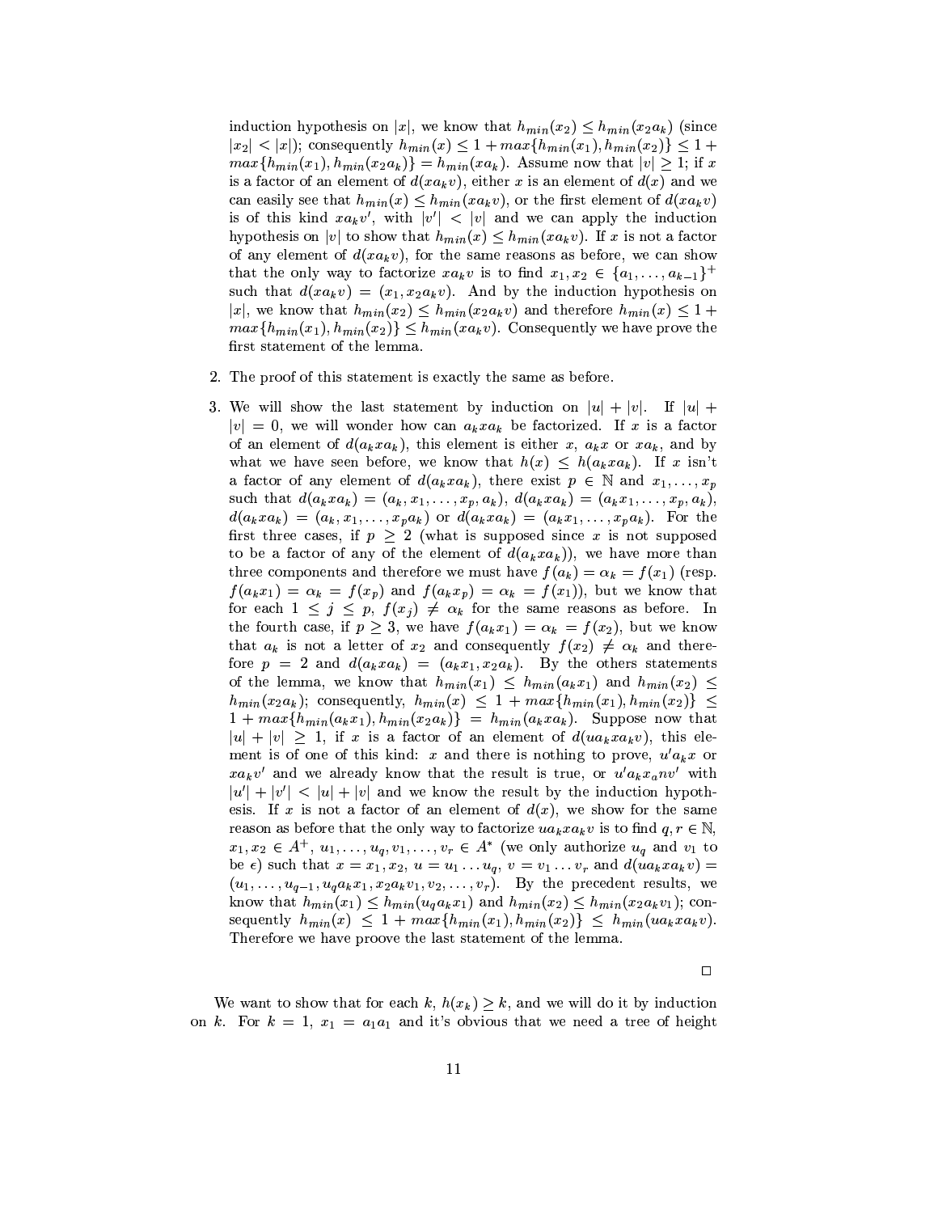induction hypothesis on $|x|$, we know that $h_{min}(x_2) \leq h_{min}(x_2 a_k)$ (since $|x_2| < |x|$); consequently $h_{min}(x) \leq 1 + max\{h_{min}(x_1), h_{min}(x_2)\} \leq 1 + max\{h_{min}(x_1), h_{min}(x_2 a_k)\} = h_{min}(x a_k)$. Assume now that $|v| \geq 1$; if $x$ is a factor of an element of $d(x a_k v)$, either $x$ is an element of $d(x)$ and we can easily see that $h_{min}(x) \leq h_{min}(x a_k v)$, or the first element of $d(x a_k v)$ is of this kind $x a_k v'$, with $|v'| < |v|$ and we can apply the induction hypothesis on $|v|$ to show that $h_{min}(x) \leq h_{min}(x a_k v)$. If $x$ is not a factor of any element of $d(x a_k v)$, for the same reasons as before, we can show that the only way to factorize $x a_k v$ is to find $x_1, x_2 \in \{a_1, \ldots, a_{k-1}\}^+$ such that $d(x a_k v) = (x_1, x_2 a_k v)$. And by the induction hypothesis on $|x|$, we know that $h_{min}(x_2) \leq h_{min}(x_2 a_k v)$ and therefore $h_{min}(x) \leq 1 + max\{h_{min}(x_1), h_{min}(x_2)\} \leq h_{min}(x a_k v)$. Consequently we have prove the first statement of the lemma.

2. The proof of this statement is exactly the same as before.

3. We will show the last statement by induction on $|u| + |v|$. If $|u| + |v| = 0$, we will wonder how can $a_k x a_k$ be factorized. If $x$ is a factor of an element of $d(a_k x a_k)$, this element is either $x$, $a_k x$ or $x a_k$, and by what we have seen before, we know that $h(x) \leq h(a_k x a_k)$. If $x$ isn't a factor of any element of $d(a_k x a_k)$, there exist $p \in \mathbb{N}$ and $x_1, \ldots, x_p$ such that $d(a_k x a_k) = (a_k, x_1, \ldots, x_p, a_k)$, $d(a_k x a_k) = (a_k x_1, \ldots, x_p, a_k)$, $d(a_k x a_k) = (a_k, x_1, \ldots, x_p a_k)$ or $d(a_k x a_k) = (a_k x_1, \ldots, x_p a_k)$. For the first three cases, if $p \geq 2$ (what is supposed since $x$ is not supposed to be a factor of any of the element of $d(a_k x a_k)$), we have more than three components and therefore we must have $f(a_k) = \alpha_k = f(x_1)$ (resp. $f(a_k x_1) = \alpha_k = f(x_p)$ and $f(a_k x_p) = \alpha_k = f(x_1)$), but we know that for each $1 \leq j \leq p$, $f(x_j) \neq \alpha_k$ for the same reasons as before. In the fourth case, if $p \geq 3$, we have $f(a_k x_1) = \alpha_k = f(x_2)$, but we know that $a_k$ is not a letter of $x_2$ and consequently $f(x_2) \neq \alpha_k$ and therefore $p = 2$ and $d(a_k x a_k) = (a_k x_1, x_2 a_k)$. By the others statements of the lemma, we know that $h_{min}(x_1) \leq h_{min}(a_k x_1)$ and $h_{min}(x_2) \leq h_{min}(x_2 a_k)$; consequently, $h_{min}(x) \leq 1 + max\{h_{min}(x_1), h_{min}(x_2)\} \leq 1 + max\{h_{min}(a_k x_1), h_{min}(x_2 a_k)\} = h_{min}(a_k x a_k)$. Suppose now that $|u| + |v| \geq 1$, if $x$ is a factor of an element of $d(u a_k x a_k v)$, this element is of one of this kind: $x$ and there is nothing to prove, $u' a_k x$ or $x a_k v'$ and we already know that the result is true, or $u' a_k x_a n v'$ with $|u'| + |v'| < |u| + |v|$ and we know the result by the induction hypothesis. If $x$ is not a factor of an element of $d(x)$, we show for the same reason as before that the only way to factorize $u a_k x a_k v$ is to find $q, r \in \mathbb{N}$, $x_1, x_2 \in A^+$, $u_1, \ldots, u_q, v_1, \ldots, v_r \in A^*$ (we only authorize $u_q$ and $v_1$ to be $\epsilon$) such that $x = x_1, x_2$, $u = u_1 \ldots u_q$, $v = v_1 \ldots v_r$ and $d(u a_k x a_k v) = (u_1, \ldots, u_{q-1}, u_q a_k x_1, x_2 a_k v_1, v_2, \ldots, v_r)$. By the precedent results, we know that $h_{min}(x_1) \leq h_{min}(u_q a_k x_1)$ and $h_{min}(x_2) \leq h_{min}(x_2 a_k v_1)$; consequently $h_{min}(x) \leq 1 + max\{h_{min}(x_1), h_{min}(x_2)\} \leq h_{min}(u a_k x a_k v)$. Therefore we have proove the last statement of the lemma.

□

We want to show that for each $k$, $h(x_k) \geq k$, and we will do it by induction on $k$. For $k = 1$, $x_1 = a_1 a_1$ and it's obvious that we need a tree of height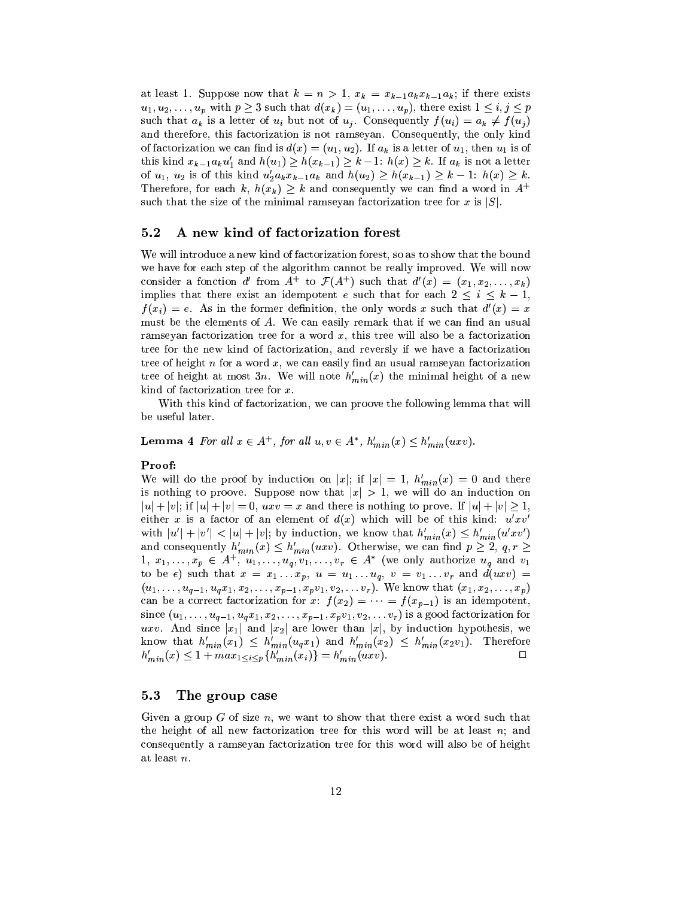at least 1. Suppose now that $k = n > 1$, $x_k = x_{k-1}a_k x_{k-1}a_k$; if there exists $u_1, u_2, \ldots, u_p$ with $p \geq 3$ such that $d(x_k) = (u_1, \ldots, u_p)$, there exist $1 \leq i, j \leq p$ such that $a_k$ is a letter of $u_i$ but not of $u_j$. Consequently $f(u_i) = a_k \neq f(u_j)$ and therefore, this factorization is not ramseyan. Consequently, the only kind of factorization we can find is $d(x) = (u_1, u_2)$. If $a_k$ is a letter of $u_1$, then $u_1$ is of this kind $x_{k-1}a_k u_1'$ and $h(u_1) \geq h(x_{k-1}) \geq k-1$: $h(x) \geq k$. If $a_k$ is not a letter of $u_1$, $u_2$ is of this kind $u_2' a_k x_{k-1} a_k$ and $h(u_2) \geq h(x_{k-1}) \geq k-1$: $h(x) \geq k$. Therefore, for each $k$, $h(x_k) \geq k$ and consequently we can find a word in $A^+$ such that the size of the minimal ramseyan factorization tree for $x$ is $|S|$.

## 5.2 A new kind of factorization forest

We will introduce a new kind of factorization forest, so as to show that the bound we have for each step of the algorithm cannot be really improved. We will now consider a fonction $d'$ from $A^+$ to $\mathcal{F}(A^+)$ such that $d'(x) = (x_1, x_2, \ldots, x_k)$ implies that there exist an idempotent $e$ such that for each $2 \leq i \leq k-1$, $f(x_i) = e$. As in the former definition, the only words $x$ such that $d'(x) = x$ must be the elements of $A$. We can easily remark that if we can find an usual ramseyan factorization tree for a word $x$, this tree will also be a factorization tree for the new kind of factorization, and reversly if we have a factorization tree of height $n$ for a word $x$, we can easily find an usual ramseyan factorization tree of height at most $3n$. We will note $h'_{min}(x)$ the minimal height of a new kind of factorization tree for $x$.

With this kind of factorization, we can proove the following lemma that will be useful later.

**Lemma 4** *For all $x \in A^+$, for all $u, v \in A^*$, $h'_{min}(x) \leq h'_{min}(uxv)$.*

**Proof:**
We will do the proof by induction on $|x|$; if $|x| = 1$, $h'_{min}(x) = 0$ and there is nothing to proove. Suppose now that $|x| > 1$, we will do an induction on $|u| + |v|$; if $|u| + |v| = 0$, $uxv = x$ and there is nothing to prove. If $|u| + |v| \geq 1$, either $x$ is a factor of an element of $d(x)$ which will be of this kind: $u'xv'$ with $|u'| + |v'| < |u| + |v|$; by induction, we know that $h'_{min}(x) \leq h'_{min}(u'xv')$ and consequently $h'_{min}(x) \leq h'_{min}(uxv)$. Otherwise, we can find $p \geq 2$, $q, r \geq 1$, $x_1, \ldots, x_p \in A^+$, $u_1, \ldots, u_q, v_1, \ldots, v_r \in A^*$ (we only authorize $u_q$ and $v_1$ to be $\epsilon$) such that $x = x_1 \ldots x_p$, $u = u_1 \ldots u_q$, $v = v_1 \ldots v_r$ and $d(uxv) = (u_1, \ldots, u_{q-1}, u_q x_1, x_2, \ldots, x_{p-1}, x_p v_1, v_2, \ldots v_r)$. We know that $(x_1, x_2, \ldots, x_p)$ can be a correct factorization for $x$: $f(x_2) = \cdots = f(x_{p-1})$ is an idempotent, since $(u_1, \ldots, u_{q-1}, u_q x_1, x_2, \ldots, x_{p-1}, x_p v_1, v_2, \ldots v_r)$ is a good factorization for $uxv$. And since $|x_1|$ and $|x_2|$ are lower than $|x|$, by induction hypothesis, we know that $h'_{min}(x_1) \leq h'_{min}(u_q x_1)$ and $h'_{min}(x_2) \leq h'_{min}(x_2 v_1)$. Therefore $h'_{min}(x) \leq 1 + max_{1 \leq i \leq p}\{h'_{min}(x_i)\} = h'_{min}(uxv)$. $\square$

## 5.3 The group case

Given a group $G$ of size $n$, we want to show that there exist a word such that the height of all new factorization tree for this word will be at least $n$; and consequently a ramseyan factorization tree for this word will also be of height at least $n$.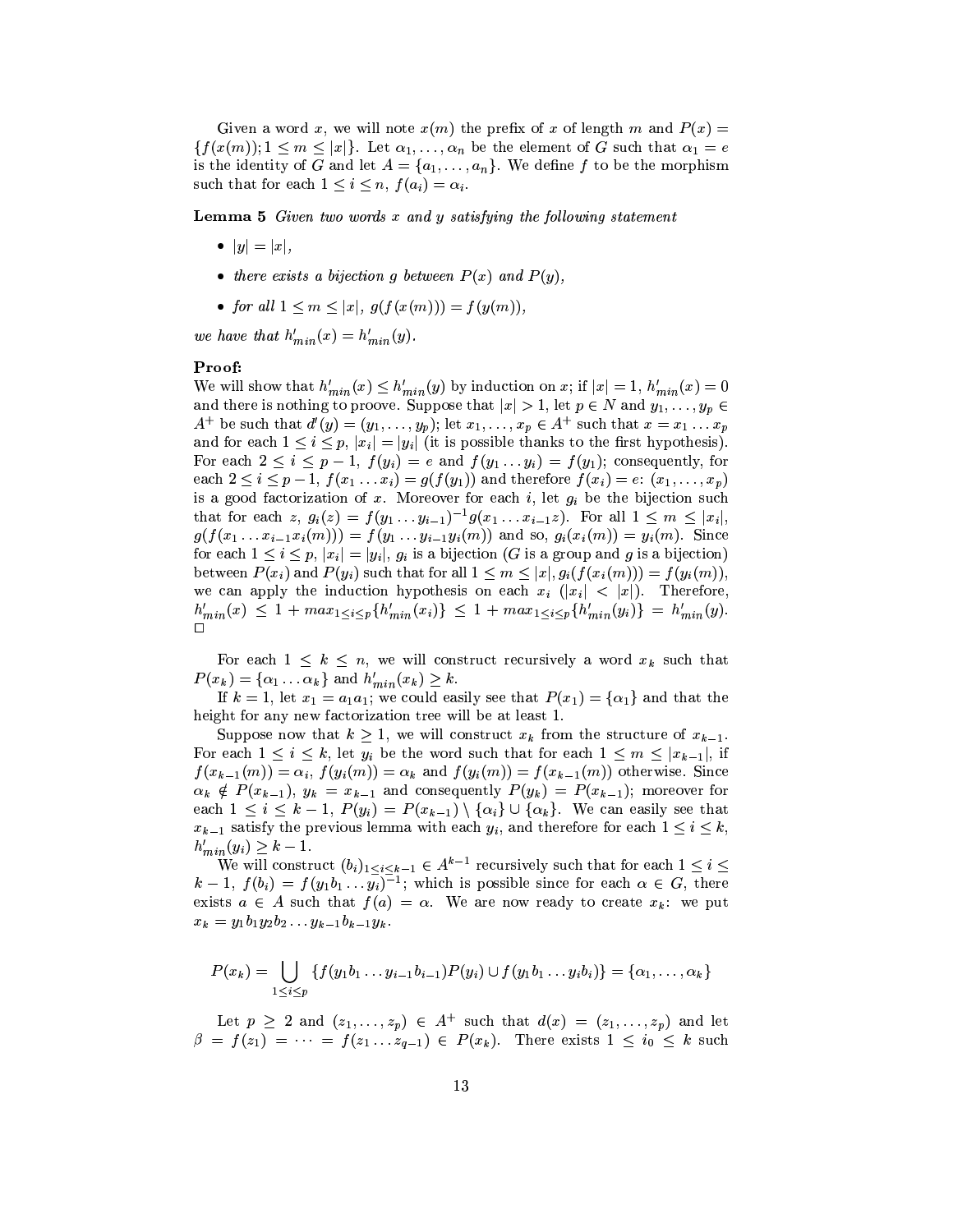Given a word $x$, we will note $x(m)$ the prefix of $x$ of length $m$ and $P(x) = \{f(x(m)); 1 \leq m \leq |x|\}$. Let $\alpha_1, \ldots, \alpha_n$ be the element of $G$ such that $\alpha_1 = e$ is the identity of $G$ and let $A = \{a_1, \ldots, a_n\}$. We define $f$ to be the morphism such that for each $1 \leq i \leq n$, $f(a_i) = \alpha_i$.

**Lemma 5** *Given two words $x$ and $y$ satisfying the following statement*

- $|y| = |x|$,
- *there exists a bijection $g$ between $P(x)$ and $P(y)$,*
- *for all $1 \leq m \leq |x|$, $g(f(x(m))) = f(y(m))$,*

*we have that $h'_{min}(x) = h'_{min}(y)$.*

**Proof:**
We will show that $h'_{min}(x) \leq h'_{min}(y)$ by induction on $x$; if $|x| = 1$, $h'_{min}(x) = 0$ and there is nothing to proove. Suppose that $|x| > 1$, let $p \in N$ and $y_1, \ldots, y_p \in A^+$ be such that $d'(y) = (y_1, \ldots, y_p)$; let $x_1, \ldots, x_p \in A^+$ such that $x = x_1 \ldots x_p$ and for each $1 \leq i \leq p$, $|x_i| = |y_i|$ (it is possible thanks to the first hypothesis). For each $2 \leq i \leq p-1$, $f(y_i) = e$ and $f(y_1 \ldots y_i) = f(y_1)$; consequently, for each $2 \leq i \leq p-1$, $f(x_1 \ldots x_i) = g(f(y_1))$ and therefore $f(x_i) = e$: $(x_1, \ldots, x_p)$ is a good factorization of $x$. Moreover for each $i$, let $g_i$ be the bijection such that for each $z$, $g_i(z) = f(y_1 \ldots y_{i-1})^{-1} g(x_1 \ldots x_{i-1} z)$. For all $1 \leq m \leq |x_i|$, $g(f(x_1 \ldots x_{i-1} x_i(m))) = f(y_1 \ldots y_{i-1} y_i(m))$ and so, $g_i(x_i(m)) = y_i(m)$. Since for each $1 \leq i \leq p$, $|x_i| = |y_i|$, $g_i$ is a bijection ($G$ is a group and $g$ is a bijection) between $P(x_i)$ and $P(y_i)$ such that for all $1 \leq m \leq |x|$, $g_i(f(x_i(m))) = f(y_i(m))$, we can apply the induction hypothesis on each $x_i$ ($|x_i| < |x|$). Therefore, $h'_{min}(x) \leq 1 + max_{1 \leq i \leq p}\{h'_{min}(x_i)\} \leq 1 + max_{1 \leq i \leq p}\{h'_{min}(y_i)\} = h'_{min}(y)$. □

For each $1 \leq k \leq n$, we will construct recursively a word $x_k$ such that $P(x_k) = \{\alpha_1 \ldots \alpha_k\}$ and $h'_{min}(x_k) \geq k$.

If $k = 1$, let $x_1 = a_1 a_1$; we could easily see that $P(x_1) = \{\alpha_1\}$ and that the height for any new factorization tree will be at least 1.

Suppose now that $k \geq 1$, we will construct $x_k$ from the structure of $x_{k-1}$. For each $1 \leq i \leq k$, let $y_i$ be the word such that for each $1 \leq m \leq |x_{k-1}|$, if $f(x_{k-1}(m)) = \alpha_i$, $f(y_i(m)) = \alpha_k$ and $f(y_i(m)) = f(x_{k-1}(m))$ otherwise. Since $\alpha_k \notin P(x_{k-1})$, $y_k = x_{k-1}$ and consequently $P(y_k) = P(x_{k-1})$; moreover for each $1 \leq i \leq k-1$, $P(y_i) = P(x_{k-1}) \setminus \{\alpha_i\} \cup \{\alpha_k\}$. We can easily see that $x_{k-1}$ satisfy the previous lemma with each $y_i$, and therefore for each $1 \leq i \leq k$, $h'_{min}(y_i) \geq k-1$.

We will construct $(b_i)_{1 \leq i \leq k-1} \in A^{k-1}$ recursively such that for each $1 \leq i \leq k-1$, $f(b_i) = f(y_1 b_1 \ldots y_i)^{-1}$; which is possible since for each $\alpha \in G$, there exists $a \in A$ such that $f(a) = \alpha$. We are now ready to create $x_k$: we put $x_k = y_1 b_1 y_2 b_2 \ldots y_{k-1} b_{k-1} y_k$.

$$P(x_k) = \bigcup_{1 \leq i \leq p} \{f(y_1 b_1 \ldots y_{i-1} b_{i-1}) P(y_i) \cup f(y_1 b_1 \ldots y_i b_i)\} = \{\alpha_1, \ldots, \alpha_k\}$$

Let $p \geq 2$ and $(z_1, \ldots, z_p) \in A^+$ such that $d(x) = (z_1, \ldots, z_p)$ and let $\beta = f(z_1) = \cdots = f(z_1 \ldots z_{q-1}) \in P(x_k)$. There exists $1 \leq i_0 \leq k$ such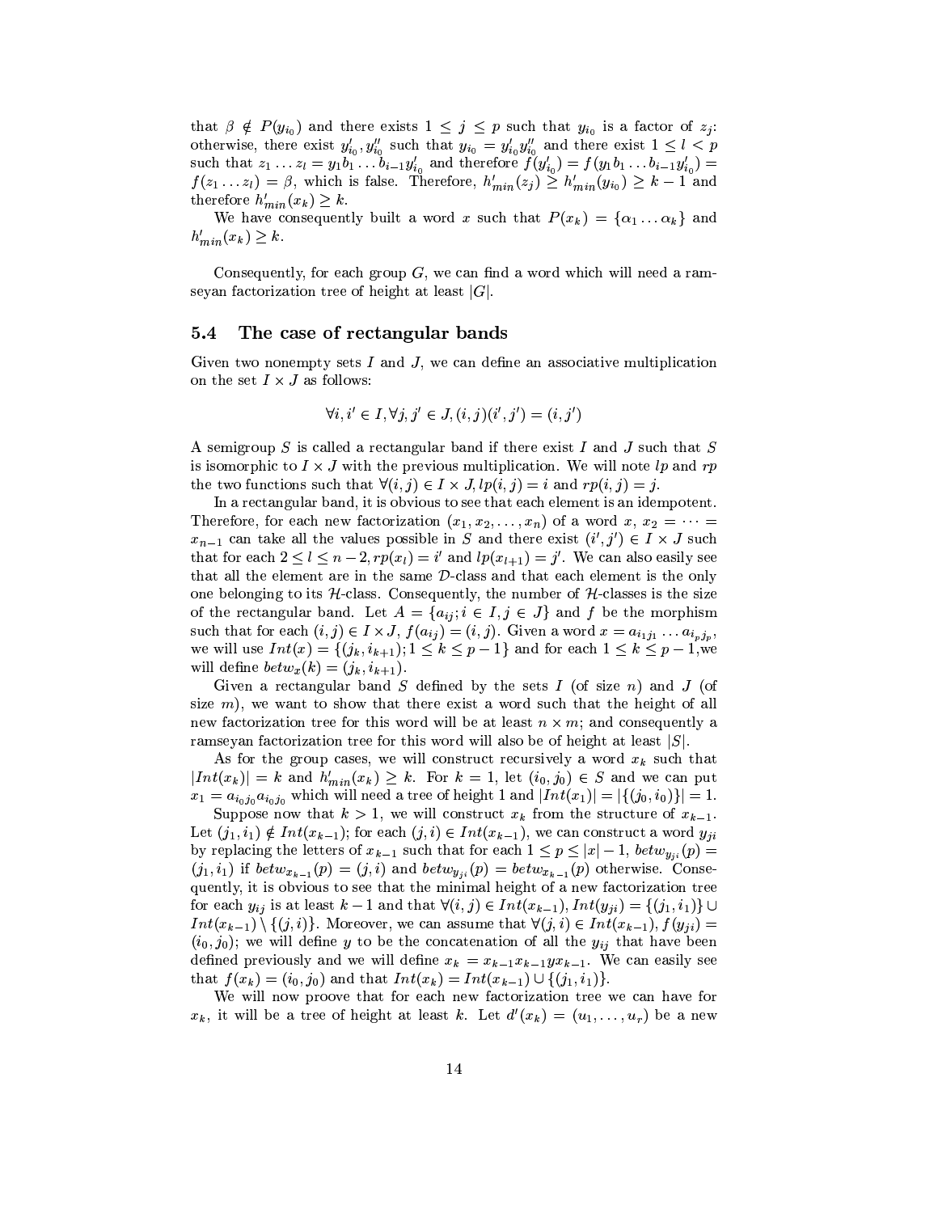that $\beta \notin P(y_{i_0})$ and there exists $1 \leq j \leq p$ such that $y_{i_0}$ is a factor of $z_j$: otherwise, there exist $y'_{i_0}, y''_{i_0}$ such that $y_{i_0} = y'_{i_0}y''_{i_0}$ and there exist $1 \leq l < p$ such that $z_1 \ldots z_l = y_1 b_1 \ldots b_{i-1} y'_{i_0}$ and therefore $f(y'_{i_0}) = f(y_1 b_1 \ldots b_{i-1} y'_{i_0}) = f(z_1 \ldots z_l) = \beta$, which is false. Therefore, $h'_{min}(z_j) \geq h'_{min}(y_{i_0}) \geq k-1$ and therefore $h'_{min}(x_k) \geq k$.

We have consequently built a word $x$ such that $P(x_k) = \{\alpha_1 \ldots \alpha_k\}$ and $h'_{min}(x_k) \geq k$.

Consequently, for each group $G$, we can find a word which will need a ramseyan factorization tree of height at least $|G|$.

## 5.4 The case of rectangular bands

Given two nonempty sets $I$ and $J$, we can define an associative multiplication on the set $I \times J$ as follows:

$$\forall i, i' \in I, \forall j, j' \in J, (i,j)(i',j') = (i,j')$$

A semigroup $S$ is called a rectangular band if there exist $I$ and $J$ such that $S$ is isomorphic to $I \times J$ with the previous multiplication. We will note $lp$ and $rp$ the two functions such that $\forall (i,j) \in I \times J, lp(i,j) = i$ and $rp(i,j) = j$.

In a rectangular band, it is obvious to see that each element is an idempotent. Therefore, for each new factorization $(x_1, x_2, \ldots, x_n)$ of a word $x$, $x_2 = \cdots = x_{n-1}$ can take all the values possible in $S$ and there exist $(i', j') \in I \times J$ such that for each $2 \leq l \leq n-2, rp(x_l) = i'$ and $lp(x_{l+1}) = j'$. We can also easily see that all the element are in the same $\mathcal{D}$-class and that each element is the only one belonging to its $\mathcal{H}$-class. Consequently, the number of $\mathcal{H}$-classes is the size of the rectangular band. Let $A = \{a_{ij}; i \in I, j \in J\}$ and $f$ be the morphism such that for each $(i,j) \in I \times J$, $f(a_{ij}) = (i,j)$. Given a word $x = a_{i_1 j_1} \ldots a_{i_p j_p}$, we will use $Int(x) = \{(j_k, i_{k+1}); 1 \leq k \leq p-1\}$ and for each $1 \leq k \leq p-1$,we will define $betw_x(k) = (j_k, i_{k+1})$.

Given a rectangular band $S$ defined by the sets $I$ (of size $n$) and $J$ (of size $m$), we want to show that there exist a word such that the height of all new factorization tree for this word will be at least $n \times m$; and consequently a ramseyan factorization tree for this word will also be of height at least $|S|$.

As for the group cases, we will construct recursively a word $x_k$ such that $|Int(x_k)| = k$ and $h'_{min}(x_k) \geq k$. For $k = 1$, let $(i_0, j_0) \in S$ and we can put $x_1 = a_{i_0 j_0} a_{i_0 j_0}$ which will need a tree of height 1 and $|Int(x_1)| = |\{(j_0, i_0)\}| = 1$.

Suppose now that $k > 1$, we will construct $x_k$ from the structure of $x_{k-1}$. Let $(j_1, i_1) \notin Int(x_{k-1})$; for each $(j,i) \in Int(x_{k-1})$, we can construct a word $y_{ji}$ by replacing the letters of $x_{k-1}$ such that for each $1 \leq p \leq |x| - 1$, $betw_{y_{ji}}(p) = (j_1, i_1)$ if $betw_{x_{k-1}}(p) = (j,i)$ and $betw_{y_{ji}}(p) = betw_{x_{k-1}}(p)$ otherwise. Consequently, it is obvious to see that the minimal height of a new factorization tree for each $y_{ij}$ is at least $k-1$ and that $\forall (i,j) \in Int(x_{k-1}), Int(y_{ji}) = \{(j_1, i_1)\} \cup Int(x_{k-1}) \setminus \{(j,i)\}$. Moreover, we can assume that $\forall (j,i) \in Int(x_{k-1}), f(y_{ji}) = (i_0, j_0)$; we will define $y$ to be the concatenation of all the $y_{ij}$ that have been defined previously and we will define $x_k = x_{k-1} x_{k-1} y x_{k-1}$. We can easily see that $f(x_k) = (i_0, j_0)$ and that $Int(x_k) = Int(x_{k-1}) \cup \{(j_1, i_1)\}$.

We will now proove that for each new factorization tree we can have for $x_k$, it will be a tree of height at least $k$. Let $d'(x_k) = (u_1, \ldots, u_r)$ be a new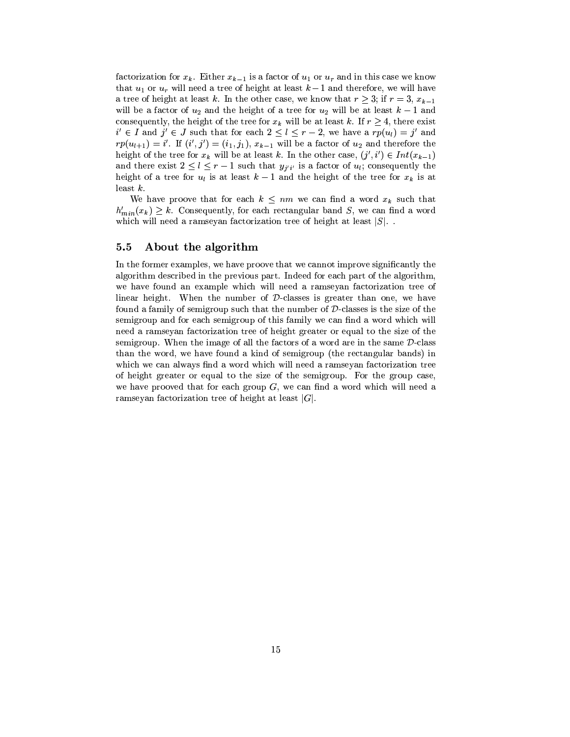factorization for $x_k$. Either $x_{k-1}$ is a factor of $u_1$ or $u_r$ and in this case we know that $u_1$ or $u_r$ will need a tree of height at least $k-1$ and therefore, we will have a tree of height at least $k$. In the other case, we know that $r \geq 3$; if $r = 3$, $x_{k-1}$ will be a factor of $u_2$ and the height of a tree for $u_2$ will be at least $k-1$ and consequently, the height of the tree for $x_k$ will be at least $k$. If $r \geq 4$, there exist $i' \in I$ and $j' \in J$ such that for each $2 \leq l \leq r-2$, we have a $rp(u_l) = j'$ and $rp(u_{l+1}) = i'$. If $(i', j') = (i_1, j_1)$, $x_{k-1}$ will be a factor of $u_2$ and therefore the height of the tree for $x_k$ will be at least $k$. In the other case, $(j', i') \in Int(x_{k-1})$ and there exist $2 \leq l \leq r-1$ such that $y_{j'i'}$ is a factor of $u_l$; consequently the height of a tree for $u_l$ is at least $k-1$ and the height of the tree for $x_k$ is at least $k$.

We have proove that for each $k \leq nm$ we can find a word $x_k$ such that $h'_{min}(x_k) \geq k$. Consequently, for each rectangular band $S$, we can find a word which will need a ramseyan factorization tree of height at least $|S|$. .

## 5.5 About the algorithm

In the former examples, we have proove that we cannot improve significantly the algorithm described in the previous part. Indeed for each part of the algorithm, we have found an example which will need a ramseyan factorization tree of linear height. When the number of $\mathcal{D}$-classes is greater than one, we have found a family of semigroup such that the number of $\mathcal{D}$-classes is the size of the semigroup and for each semigroup of this family we can find a word which will need a ramseyan factorization tree of height greater or equal to the size of the semigroup. When the image of all the factors of a word are in the same $\mathcal{D}$-class than the word, we have found a kind of semigroup (the rectangular bands) in which we can always find a word which will need a ramseyan factorization tree of height greater or equal to the size of the semigroup. For the group case, we have prooved that for each group $G$, we can find a word which will need a ramseyan factorization tree of height at least $|G|$.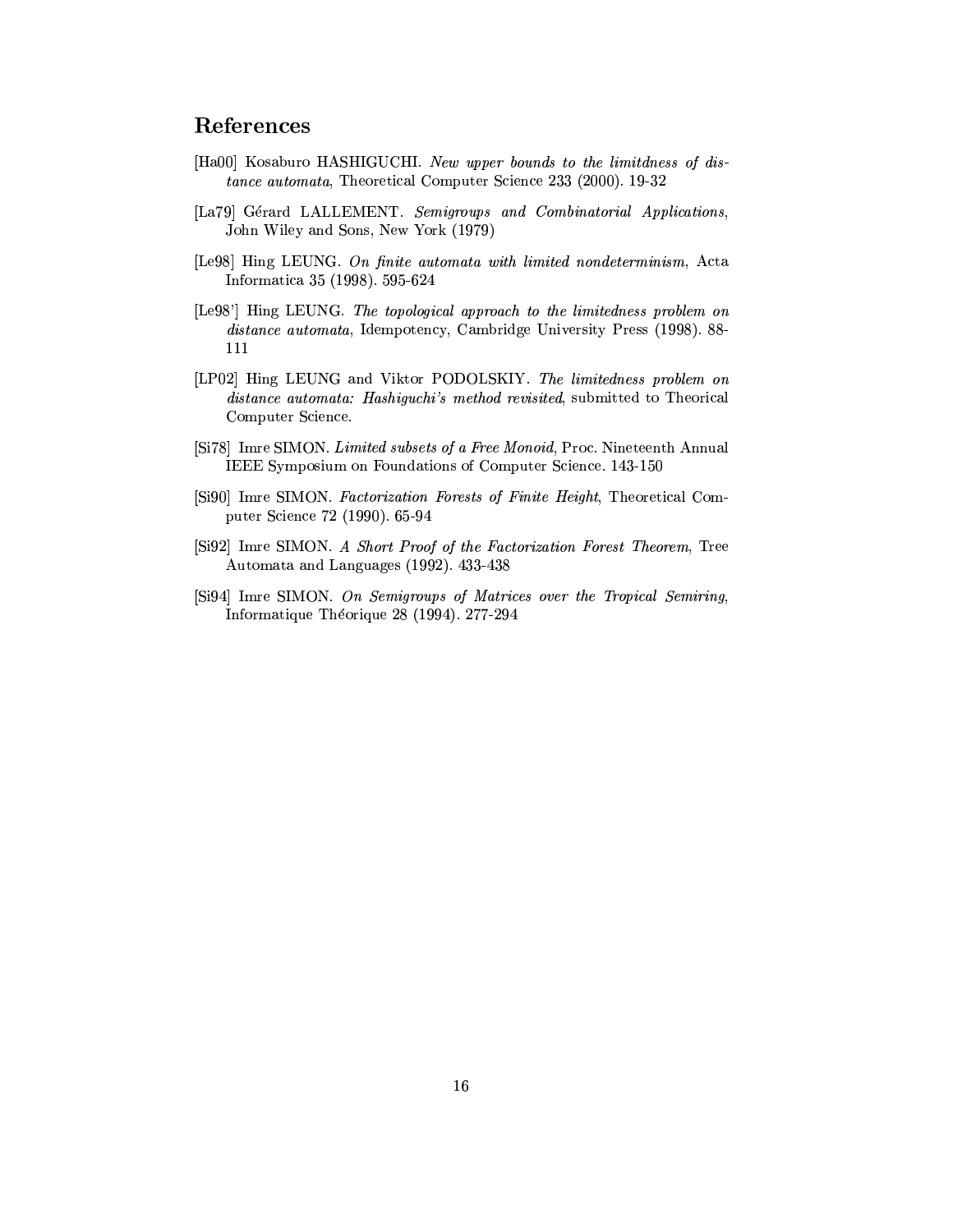## References

[Ha00] Kosaburo HASHIGUCHI. *New upper bounds to the limitdness of distance automata*, Theoretical Computer Science 233 (2000). 19-32

[La79] Gérard LALLEMENT. *Semigroups and Combinatorial Applications*, John Wiley and Sons, New York (1979)

[Le98] Hing LEUNG. *On finite automata with limited nondeterminism*, Acta Informatica 35 (1998). 595-624

[Le98'] Hing LEUNG. *The topological approach to the limitedness problem on distance automata*, Idempotency, Cambridge University Press (1998). 88-111

[LP02] Hing LEUNG and Viktor PODOLSKIY. *The limitedness problem on distance automata: Hashiguchi's method revisited*, submitted to Theorical Computer Science.

[Si78] Imre SIMON. *Limited subsets of a Free Monoid*, Proc. Nineteenth Annual IEEE Symposium on Foundations of Computer Science. 143-150

[Si90] Imre SIMON. *Factorization Forests of Finite Height*, Theoretical Computer Science 72 (1990). 65-94

[Si92] Imre SIMON. *A Short Proof of the Factorization Forest Theorem*, Tree Automata and Languages (1992). 433-438

[Si94] Imre SIMON. *On Semigroups of Matrices over the Tropical Semiring*, Informatique Théorique 28 (1994). 277-294